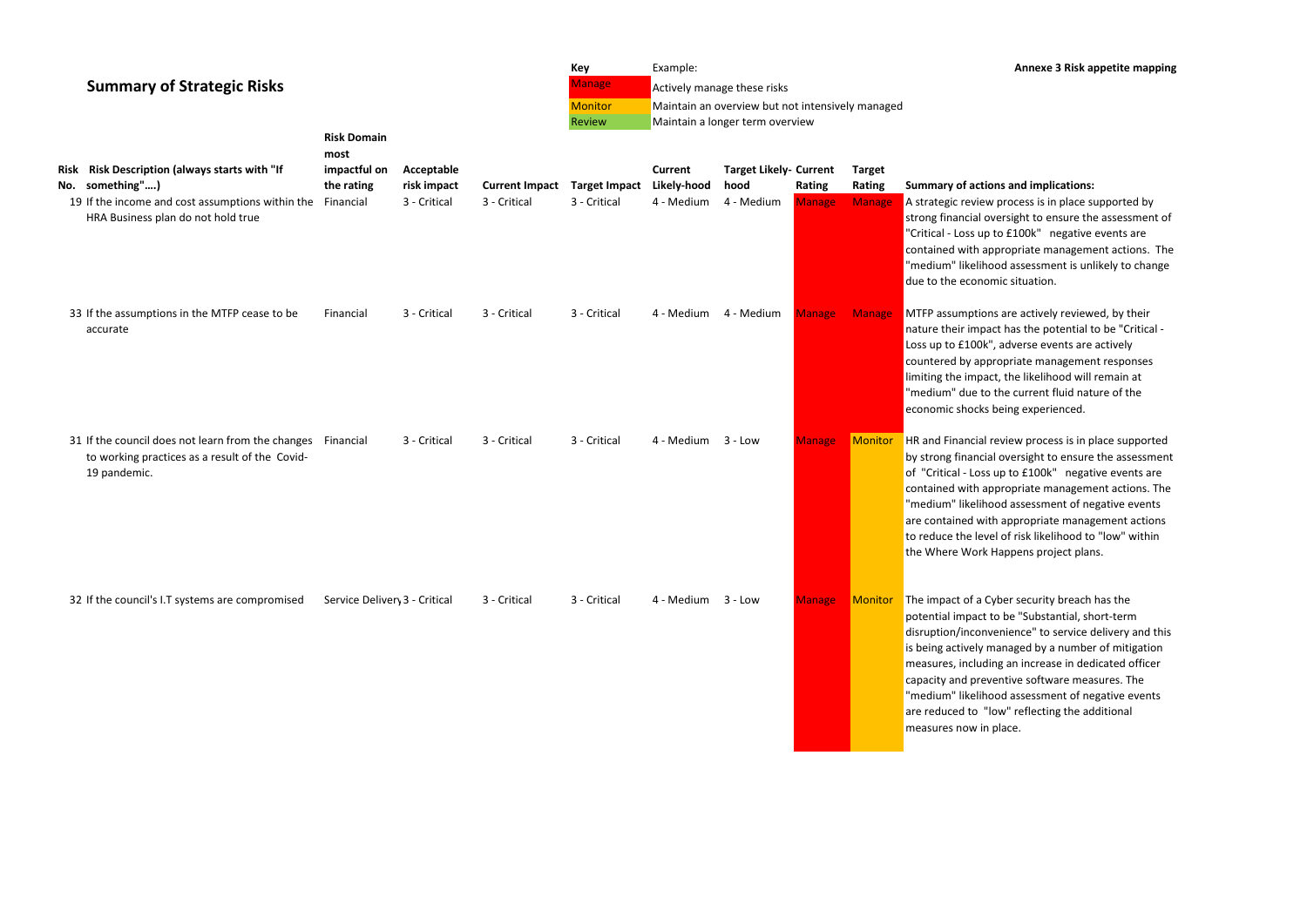## Summary of Strategic Risks

**Annexe 3 Risk appetite mapping**

| Key | Example: |
|---|---|
| Manage | Actively manage these risks |
| Monitor | Maintain an overview but not intensively managed |
| Review | Maintain a longer term overview |

| Risk No. | Risk Description (always starts with "If something"….) | Risk Domain most impactful on the rating | Acceptable risk impact | Current Impact | Target Impact | Current Likely-hood | Target Likely-hood | Current Rating | Target Rating | Summary of actions and implications: |
|---|---|---|---|---|---|---|---|---|---|---|
| 19 | If the income and cost assumptions within the HRA Business plan do not hold true | Financial | 3 - Critical | 3 - Critical | 3 - Critical | 4 - Medium | 4 - Medium | Manage | Manage | A strategic review process is in place supported by strong financial oversight to ensure the assessment of "Critical - Loss up to £100k" negative events are contained with appropriate management actions. The "medium" likelihood assessment is unlikely to change due to the economic situation. |
| 33 | If the assumptions in the MTFP cease to be accurate | Financial | 3 - Critical | 3 - Critical | 3 - Critical | 4 - Medium | 4 - Medium | Manage | Manage | MTFP assumptions are actively reviewed, by their nature their impact has the potential to be "Critical - Loss up to £100k", adverse events are actively countered by appropriate management responses limiting the impact, the likelihood will remain at "medium" due to the current fluid nature of the economic shocks being experienced. |
| 31 | If the council does not learn from the changes to working practices as a result of the Covid-19 pandemic. | Financial | 3 - Critical | 3 - Critical | 3 - Critical | 4 - Medium | 3 - Low | Manage | Monitor | HR and Financial review process is in place supported by strong financial oversight to ensure the assessment of "Critical - Loss up to £100k" negative events are contained with appropriate management actions. The "medium" likelihood assessment of negative events are contained with appropriate management actions to reduce the level of risk likelihood to "low" within the Where Work Happens project plans. |
| 32 | If the council's I.T systems are compromised | Service Delivery | 3 - Critical | 3 - Critical | 3 - Critical | 4 - Medium | 3 - Low | Manage | Monitor | The impact of a Cyber security breach has the potential impact to be "Substantial, short-term disruption/inconvenience" to service delivery and this is being actively managed by a number of mitigation measures, including an increase in dedicated officer capacity and preventive software measures. The "medium" likelihood assessment of negative events are reduced to "low" reflecting the additional measures now in place. |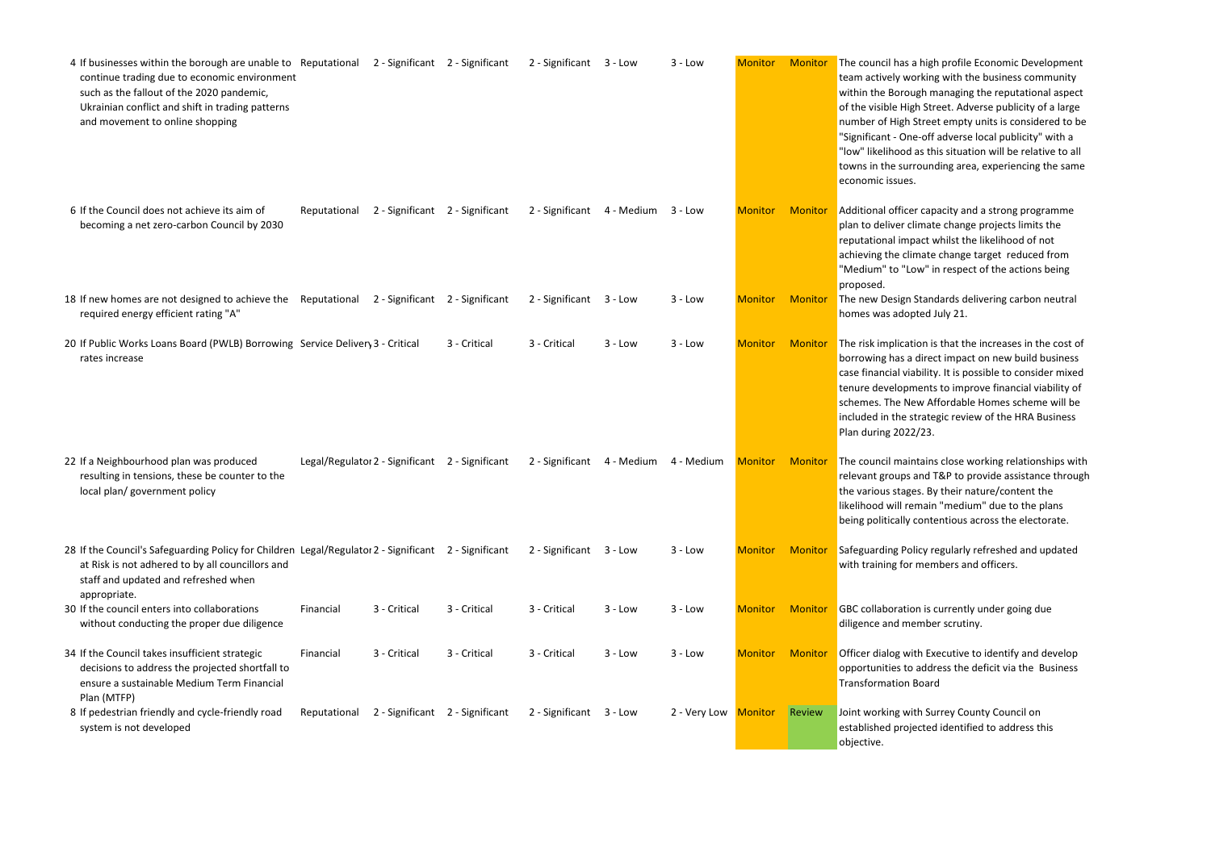| | | | | | | | | | | |
|---|---|---|---|---|---|---|---|---|---|---|
| 4 | If businesses within the borough are unable to continue trading due to economic environment such as the fallout of the 2020 pandemic, Ukrainian conflict and shift in trading patterns and movement to online shopping | Reputational | 2 - Significant | 2 - Significant | 2 - Significant | 3 - Low | 3 - Low | Monitor | Monitor | The council has a high profile Economic Development team actively working with the business community within the Borough managing the reputational aspect of the visible High Street. Adverse publicity of a large number of High Street empty units is considered to be "Significant - One-off adverse local publicity" with a "low" likelihood as this situation will be relative to all towns in the surrounding area, experiencing the same economic issues. |
| 6 | If the Council does not achieve its aim of becoming a net zero-carbon Council by 2030 | Reputational | 2 - Significant | 2 - Significant | 2 - Significant | 4 - Medium | 3 - Low | Monitor | Monitor | Additional officer capacity and a strong programme plan to deliver climate change projects limits the reputational impact whilst the likelihood of not achieving the climate change target reduced from "Medium" to "Low" in respect of the actions being proposed. |
| 18 | If new homes are not designed to achieve the required energy efficient rating "A" | Reputational | 2 - Significant | 2 - Significant | 2 - Significant | 3 - Low | 3 - Low | Monitor | Monitor | The new Design Standards delivering carbon neutral homes was adopted July 21. |
| 20 | If Public Works Loans Board (PWLB) Borrowing rates increase | Service Delivery | 3 - Critical | 3 - Critical | 3 - Critical | 3 - Low | 3 - Low | Monitor | Monitor | The risk implication is that the increases in the cost of borrowing has a direct impact on new build business case financial viability. It is possible to consider mixed tenure developments to improve financial viability of schemes. The New Affordable Homes scheme will be included in the strategic review of the HRA Business Plan during 2022/23. |
| 22 | If a Neighbourhood plan was produced resulting in tensions, these be counter to the local plan/ government policy | Legal/Regulator | 2 - Significant | 2 - Significant | 2 - Significant | 4 - Medium | 4 - Medium | Monitor | Monitor | The council maintains close working relationships with relevant groups and T&P to provide assistance through the various stages. By their nature/content the likelihood will remain "medium" due to the plans being politically contentious across the electorate. |
| 28 | If the Council's Safeguarding Policy for Children at Risk is not adhered to by all councillors and staff and updated and refreshed when appropriate. | Legal/Regulator | 2 - Significant | 2 - Significant | 2 - Significant | 3 - Low | 3 - Low | Monitor | Monitor | Safeguarding Policy regularly refreshed and updated with training for members and officers. |
| 30 | If the council enters into collaborations without conducting the proper due diligence | Financial | 3 - Critical | 3 - Critical | 3 - Critical | 3 - Low | 3 - Low | Monitor | Monitor | GBC collaboration is currently under going due diligence and member scrutiny. |
| 34 | If the Council takes insufficient strategic decisions to address the projected shortfall to ensure a sustainable Medium Term Financial Plan (MTFP) | Financial | 3 - Critical | 3 - Critical | 3 - Critical | 3 - Low | 3 - Low | Monitor | Monitor | Officer dialog with Executive to identify and develop opportunities to address the deficit via the Business Transformation Board |
| 8 | If pedestrian friendly and cycle-friendly road system is not developed | Reputational | 2 - Significant | 2 - Significant | 2 - Significant | 3 - Low | 2 - Very Low | Monitor | Review | Joint working with Surrey County Council on established projected identified to address this objective. |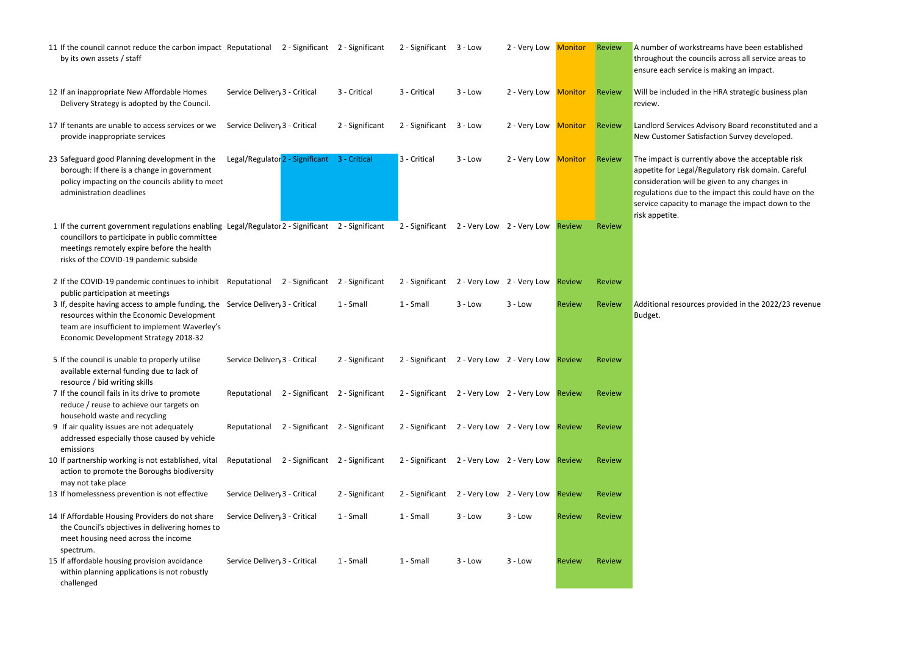| | | | | | | | | | | |
|---|---|---|---|---|---|---|---|---|---|---|
| 11 | If the council cannot reduce the carbon impact by its own assets / staff | Reputational | 2 - Significant | 2 - Significant | 2 - Significant | 3 - Low | 2 - Very Low | Monitor | Review | A number of workstreams have been established throughout the councils across all service areas to ensure each service is making an impact. |
| 12 | If an inappropriate New Affordable Homes Delivery Strategy is adopted by the Council. | Service Delivery | 3 - Critical | 3 - Critical | 3 - Critical | 3 - Low | 2 - Very Low | Monitor | Review | Will be included in the HRA strategic business plan review. |
| 17 | If tenants are unable to access services or we provide inappropriate services | Service Delivery | 3 - Critical | 2 - Significant | 2 - Significant | 3 - Low | 2 - Very Low | Monitor | Review | Landlord Services Advisory Board reconstituted and a New Customer Satisfaction Survey developed. |
| 23 | Safeguard good Planning development in the borough: If there is a change in government policy impacting on the councils ability to meet administration deadlines | Legal/Regulatory | 2 - Significant | 3 - Critical | 3 - Critical | 3 - Low | 2 - Very Low | Monitor | Review | The impact is currently above the acceptable risk appetite for Legal/Regulatory risk domain. Careful consideration will be given to any changes in regulations due to the impact this could have on the service capacity to manage the impact down to the risk appetite. |
| 1 | If the current government regulations enabling councillors to participate in public committee meetings remotely expire before the health risks of the COVID-19 pandemic subside | Legal/Regulatory | 2 - Significant | 2 - Significant | 2 - Significant | 2 - Very Low | 2 - Very Low | Review | Review | |
| 2 | If the COVID-19 pandemic continues to inhibit public participation at meetings | Reputational | 2 - Significant | 2 - Significant | 2 - Significant | 2 - Very Low | 2 - Very Low | Review | Review | |
| 3 | If, despite having access to ample funding, the resources within the Economic Development team are insufficient to implement Waverley's Economic Development Strategy 2018-32 | Service Delivery | 3 - Critical | 1 - Small | 1 - Small | 3 - Low | 3 - Low | Review | Review | Additional resources provided in the 2022/23 revenue Budget. |
| 5 | If the council is unable to properly utilise available external funding due to lack of resource / bid writing skills | Service Delivery | 3 - Critical | 2 - Significant | 2 - Significant | 2 - Very Low | 2 - Very Low | Review | Review | |
| 7 | If the council fails in its drive to promote reduce / reuse to achieve our targets on household waste and recycling | Reputational | 2 - Significant | 2 - Significant | 2 - Significant | 2 - Very Low | 2 - Very Low | Review | Review | |
| 9 | If air quality issues are not adequately addressed especially those caused by vehicle emissions | Reputational | 2 - Significant | 2 - Significant | 2 - Significant | 2 - Very Low | 2 - Very Low | Review | Review | |
| 10 | If partnership working is not established, vital action to promote the Boroughs biodiversity may not take place | Reputational | 2 - Significant | 2 - Significant | 2 - Significant | 2 - Very Low | 2 - Very Low | Review | Review | |
| 13 | If homelessness prevention is not effective | Service Delivery | 3 - Critical | 2 - Significant | 2 - Significant | 2 - Very Low | 2 - Very Low | Review | Review | |
| 14 | If Affordable Housing Providers do not share the Council's objectives in delivering homes to meet housing need across the income spectrum. | Service Delivery | 3 - Critical | 1 - Small | 1 - Small | 3 - Low | 3 - Low | Review | Review | |
| 15 | If affordable housing provision avoidance within planning applications is not robustly challenged | Service Delivery | 3 - Critical | 1 - Small | 1 - Small | 3 - Low | 3 - Low | Review | Review | |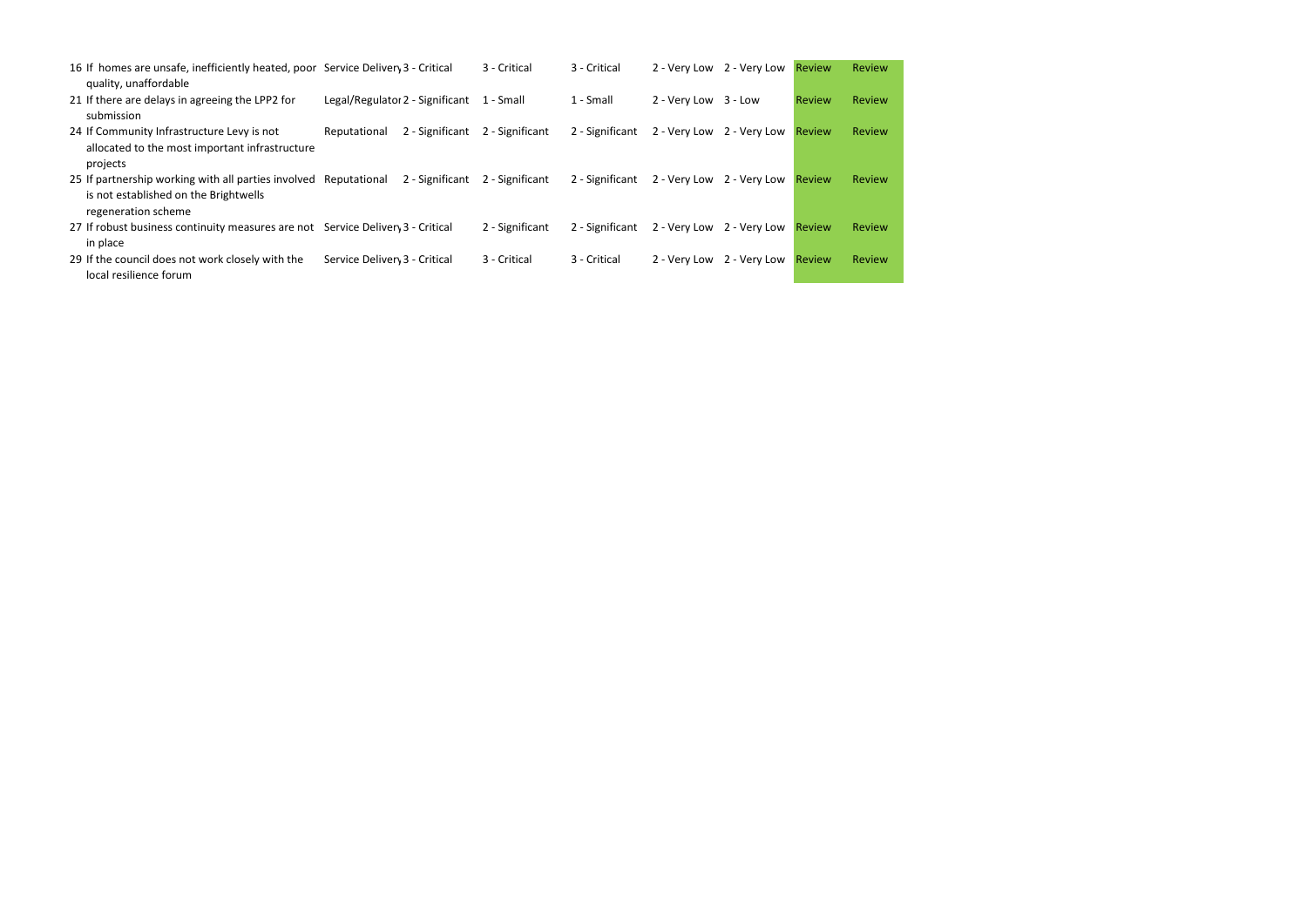| | | | | | | | | | |
|---|---|---|---|---|---|---|---|---|---|
| 16 | If homes are unsafe, inefficiently heated, poor quality, unaffordable | Service Delivery | 3 - Critical | 3 - Critical | 3 - Critical | 2 - Very Low | 2 - Very Low | Review | Review |
| 21 | If there are delays in agreeing the LPP2 for submission | Legal/Regulator | 2 - Significant | 1 - Small | 1 - Small | 2 - Very Low | 3 - Low | Review | Review |
| 24 | If Community Infrastructure Levy is not allocated to the most important infrastructure projects | Reputational | 2 - Significant | 2 - Significant | 2 - Significant | 2 - Very Low | 2 - Very Low | Review | Review |
| 25 | If partnership working with all parties involved is not established on the Brightwells regeneration scheme | Reputational | 2 - Significant | 2 - Significant | 2 - Significant | 2 - Very Low | 2 - Very Low | Review | Review |
| 27 | If robust business continuity measures are not in place | Service Delivery | 3 - Critical | 2 - Significant | 2 - Significant | 2 - Very Low | 2 - Very Low | Review | Review |
| 29 | If the council does not work closely with the local resilience forum | Service Delivery | 3 - Critical | 3 - Critical | 3 - Critical | 2 - Very Low | 2 - Very Low | Review | Review |